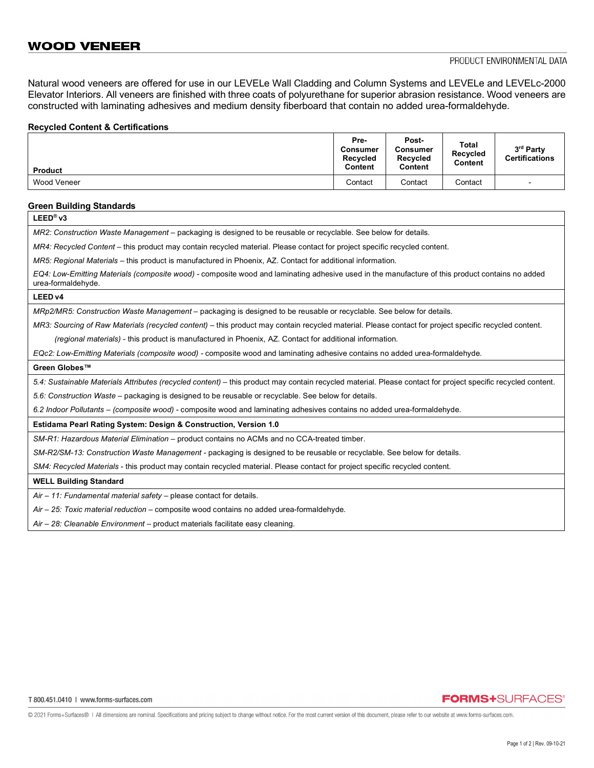# WOOD VENEER

PRODUCT ENVIRONMENTAL DATA

Natural wood veneers are offered for use in our LEVELe Wall Cladding and Column Systems and LEVELe and LEVELc-2000 Elevator Interiors. All veneers are finished with three coats of polyurethane for superior abrasion resistance. Wood veneers are constructed with laminating adhesives and medium density fiberboard that contain no added urea-formaldehyde.

**Recycled Content & Certifications**

| Product | Pre-Consumer Recycled Content | Post-Consumer Recycled Content | Total Recycled Content | 3rd Party Certifications |
|---|---|---|---|---|
| Wood Veneer | Contact | Contact | Contact | - |

**Green Building Standards**

**LEED® v3**

*MR2: Construction Waste Management* – packaging is designed to be reusable or recyclable. See below for details.

*MR4: Recycled Content* – this product may contain recycled material. Please contact for project specific recycled content.

*MR5: Regional Materials* – this product is manufactured in Phoenix, AZ. Contact for additional information.

*EQ4: Low-Emitting Materials (composite wood)* - composite wood and laminating adhesive used in the manufacture of this product contains no added urea-formaldehyde.

**LEED v4**

*MRp2/MR5: Construction Waste Management* – packaging is designed to be reusable or recyclable. See below for details.

*MR3: Sourcing of Raw Materials (recycled content)* – this product may contain recycled material. Please contact for project specific recycled content.

*(regional materials)* - this product is manufactured in Phoenix, AZ. Contact for additional information.

*EQc2: Low-Emitting Materials (composite wood)* - composite wood and laminating adhesive contains no added urea-formaldehyde.

**Green Globes™**

*5.4: Sustainable Materials Attributes (recycled content)* – this product may contain recycled material. Please contact for project specific recycled content.

*5.6: Construction Waste* – packaging is designed to be reusable or recyclable. See below for details.

*6.2 Indoor Pollutants – (composite wood)* - composite wood and laminating adhesives contains no added urea-formaldehyde.

**Estidama Pearl Rating System: Design & Construction, Version 1.0**

*SM-R1: Hazardous Material Elimination* – product contains no ACMs and no CCA-treated timber.

*SM-R2/SM-13: Construction Waste Management* - packaging is designed to be reusable or recyclable. See below for details.

*SM4: Recycled Materials* - this product may contain recycled material. Please contact for project specific recycled content.

**WELL Building Standard**

*Air – 11: Fundamental material safety* – please contact for details.

*Air – 25: Toxic material reduction* – composite wood contains no added urea-formaldehyde.

*Air – 28: Cleanable Environment* – product materials facilitate easy cleaning.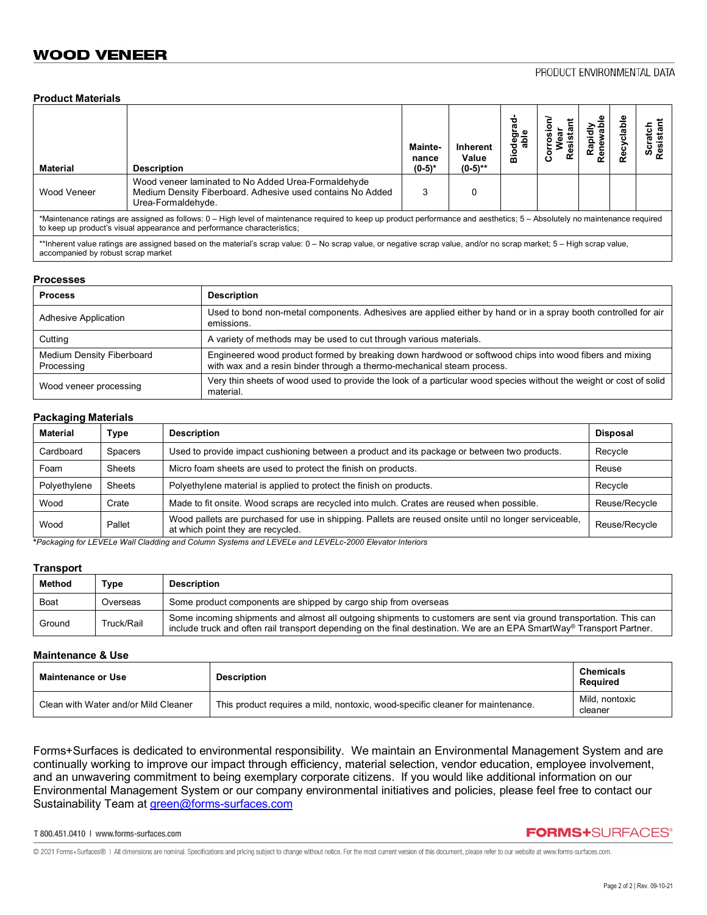# WOOD VENEER

PRODUCT ENVIRONMENTAL DATA

### Product Materials

| Material | Description | Mainte-nance (0-5)* | Inherent Value (0-5)** | Biodegrad-able | Corrosion/ Wear Resistant | Rapidly Renewable | Recyclable | Scratch Resistant |
|---|---|---|---|---|---|---|---|---|
| Wood Veneer | Wood veneer laminated to No Added Urea-Formaldehyde Medium Density Fiberboard. Adhesive used contains No Added Urea-Formaldehyde. | 3 | 0 | | | | | |

*Maintenance ratings are assigned as follows: 0 – High level of maintenance required to keep up product performance and aesthetics; 5 – Absolutely no maintenance required to keep up product's visual appearance and performance characteristics;

**Inherent value ratings are assigned based on the material's scrap value: 0 – No scrap value, or negative scrap value, and/or no scrap market; 5 – High scrap value, accompanied by robust scrap market

### Processes

| Process | Description |
|---|---|
| Adhesive Application | Used to bond non-metal components. Adhesives are applied either by hand or in a spray booth controlled for air emissions. |
| Cutting | A variety of methods may be used to cut through various materials. |
| Medium Density Fiberboard Processing | Engineered wood product formed by breaking down hardwood or softwood chips into wood fibers and mixing with wax and a resin binder through a thermo-mechanical steam process. |
| Wood veneer processing | Very thin sheets of wood used to provide the look of a particular wood species without the weight or cost of solid material. |

### Packaging Materials

| Material | Type | Description | Disposal |
|---|---|---|---|
| Cardboard | Spacers | Used to provide impact cushioning between a product and its package or between two products. | Recycle |
| Foam | Sheets | Micro foam sheets are used to protect the finish on products. | Reuse |
| Polyethylene | Sheets | Polyethylene material is applied to protect the finish on products. | Recycle |
| Wood | Crate | Made to fit onsite. Wood scraps are recycled into mulch. Crates are reused when possible. | Reuse/Recycle |
| Wood | Pallet | Wood pallets are purchased for use in shipping. Pallets are reused onsite until no longer serviceable, at which point they are recycled. | Reuse/Recycle |

**\***_Packaging for LEVELe Wall Cladding and Column Systems and LEVELe and LEVELc-2000 Elevator Interiors_

### Transport

| Method | Type | Description |
|---|---|---|
| Boat | Overseas | Some product components are shipped by cargo ship from overseas |
| Ground | Truck/Rail | Some incoming shipments and almost all outgoing shipments to customers are sent via ground transportation. This can include truck and often rail transport depending on the final destination. We are an EPA SmartWay® Transport Partner. |

### Maintenance & Use

| Maintenance or Use | Description | Chemicals Required |
|---|---|---|
| Clean with Water and/or Mild Cleaner | This product requires a mild, nontoxic, wood-specific cleaner for maintenance. | Mild, nontoxic cleaner |

Forms+Surfaces is dedicated to environmental responsibility. We maintain an Environmental Management System and are continually working to improve our impact through efficiency, material selection, vendor education, employee involvement, and an unwavering commitment to being exemplary corporate citizens. If you would like additional information on our Environmental Management System or our company environmental initiatives and policies, please feel free to contact our Sustainability Team at green@forms-surfaces.com

T 800.451.0410 | www.forms-surfaces.com

FORMS+SURFACES®

© 2021 Forms+Surfaces® | All dimensions are nominal. Specifications and pricing subject to change without notice. For the most current version of this document, please refer to our website at www.forms-surfaces.com.

Rev. 09-10-21